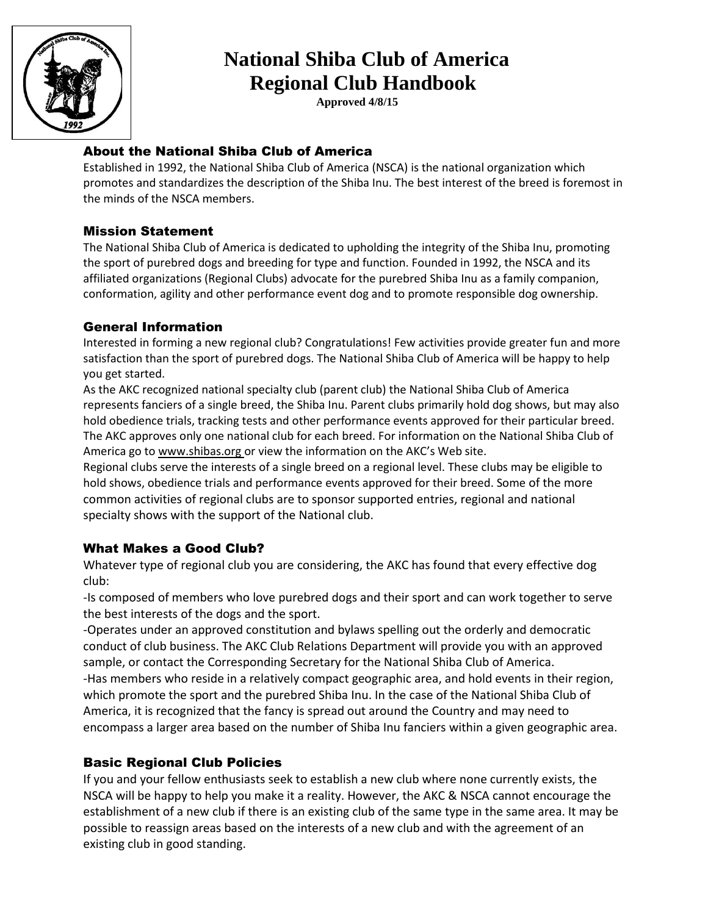# National Shiba Club of America
# Regional Club Handbook

**Approved 4/8/15**

## About the National Shiba Club of America

Established in 1992, the National Shiba Club of America (NSCA) is the national organization which promotes and standardizes the description of the Shiba Inu. The best interest of the breed is foremost in the minds of the NSCA members.

## Mission Statement

The National Shiba Club of America is dedicated to upholding the integrity of the Shiba Inu, promoting the sport of purebred dogs and breeding for type and function. Founded in 1992, the NSCA and its affiliated organizations (Regional Clubs) advocate for the purebred Shiba Inu as a family companion, conformation, agility and other performance event dog and to promote responsible dog ownership.

## General Information

Interested in forming a new regional club? Congratulations! Few activities provide greater fun and more satisfaction than the sport of purebred dogs. The National Shiba Club of America will be happy to help you get started.

As the AKC recognized national specialty club (parent club) the National Shiba Club of America represents fanciers of a single breed, the Shiba Inu. Parent clubs primarily hold dog shows, but may also hold obedience trials, tracking tests and other performance events approved for their particular breed. The AKC approves only one national club for each breed. For information on the National Shiba Club of America go to www.shibas.org or view the information on the AKC's Web site.

Regional clubs serve the interests of a single breed on a regional level. These clubs may be eligible to hold shows, obedience trials and performance events approved for their breed. Some of the more common activities of regional clubs are to sponsor supported entries, regional and national specialty shows with the support of the National club.

## What Makes a Good Club?

Whatever type of regional club you are considering, the AKC has found that every effective dog club:

-Is composed of members who love purebred dogs and their sport and can work together to serve the best interests of the dogs and the sport.

-Operates under an approved constitution and bylaws spelling out the orderly and democratic conduct of club business. The AKC Club Relations Department will provide you with an approved sample, or contact the Corresponding Secretary for the National Shiba Club of America.

-Has members who reside in a relatively compact geographic area, and hold events in their region, which promote the sport and the purebred Shiba Inu. In the case of the National Shiba Club of America, it is recognized that the fancy is spread out around the Country and may need to encompass a larger area based on the number of Shiba Inu fanciers within a given geographic area.

## Basic Regional Club Policies

If you and your fellow enthusiasts seek to establish a new club where none currently exists, the NSCA will be happy to help you make it a reality. However, the AKC & NSCA cannot encourage the establishment of a new club if there is an existing club of the same type in the same area. It may be possible to reassign areas based on the interests of a new club and with the agreement of an existing club in good standing.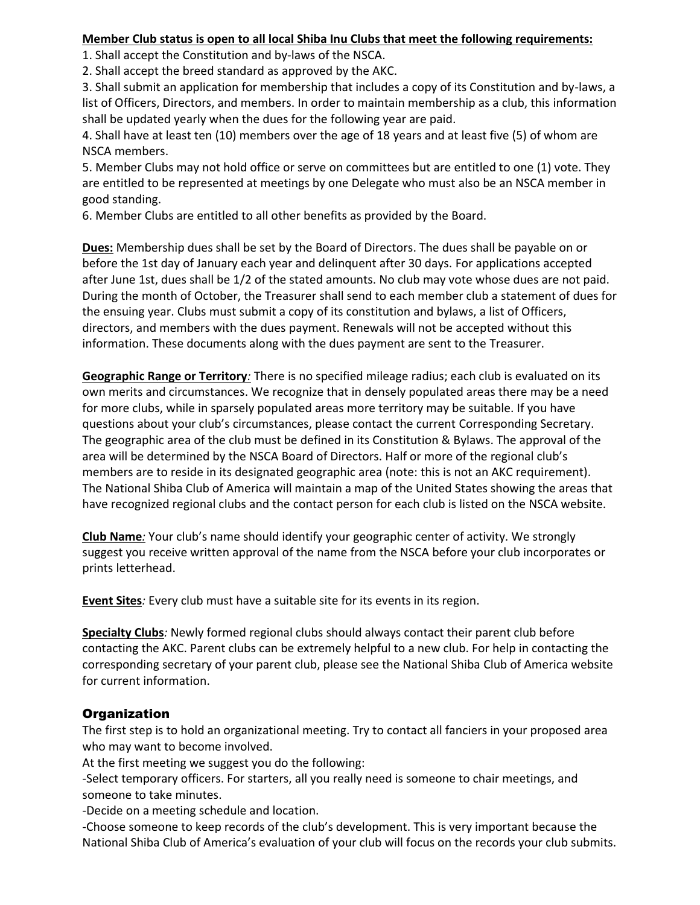**Member Club status is open to all local Shiba Inu Clubs that meet the following requirements:**

1. Shall accept the Constitution and by-laws of the NSCA.
2. Shall accept the breed standard as approved by the AKC.
3. Shall submit an application for membership that includes a copy of its Constitution and by-laws, a list of Officers, Directors, and members. In order to maintain membership as a club, this information shall be updated yearly when the dues for the following year are paid.
4. Shall have at least ten (10) members over the age of 18 years and at least five (5) of whom are NSCA members.
5. Member Clubs may not hold office or serve on committees but are entitled to one (1) vote. They are entitled to be represented at meetings by one Delegate who must also be an NSCA member in good standing.
6. Member Clubs are entitled to all other benefits as provided by the Board.

**Dues:** Membership dues shall be set by the Board of Directors. The dues shall be payable on or before the 1st day of January each year and delinquent after 30 days. For applications accepted after June 1st, dues shall be 1/2 of the stated amounts. No club may vote whose dues are not paid. During the month of October, the Treasurer shall send to each member club a statement of dues for the ensuing year. Clubs must submit a copy of its constitution and bylaws, a list of Officers, directors, and members with the dues payment. Renewals will not be accepted without this information. These documents along with the dues payment are sent to the Treasurer.

**Geographic Range or Territory***:* There is no specified mileage radius; each club is evaluated on its own merits and circumstances. We recognize that in densely populated areas there may be a need for more clubs, while in sparsely populated areas more territory may be suitable. If you have questions about your club's circumstances, please contact the current Corresponding Secretary. The geographic area of the club must be defined in its Constitution & Bylaws. The approval of the area will be determined by the NSCA Board of Directors. Half or more of the regional club's members are to reside in its designated geographic area (note: this is not an AKC requirement). The National Shiba Club of America will maintain a map of the United States showing the areas that have recognized regional clubs and the contact person for each club is listed on the NSCA website.

**Club Name***:* Your club's name should identify your geographic center of activity. We strongly suggest you receive written approval of the name from the NSCA before your club incorporates or prints letterhead.

**Event Sites***:* Every club must have a suitable site for its events in its region.

**Specialty Clubs***:* Newly formed regional clubs should always contact their parent club before contacting the AKC. Parent clubs can be extremely helpful to a new club. For help in contacting the corresponding secretary of your parent club, please see the National Shiba Club of America website for current information.

## Organization

The first step is to hold an organizational meeting. Try to contact all fanciers in your proposed area who may want to become involved.

At the first meeting we suggest you do the following:

-Select temporary officers. For starters, all you really need is someone to chair meetings, and someone to take minutes.

-Decide on a meeting schedule and location.

-Choose someone to keep records of the club's development. This is very important because the National Shiba Club of America's evaluation of your club will focus on the records your club submits.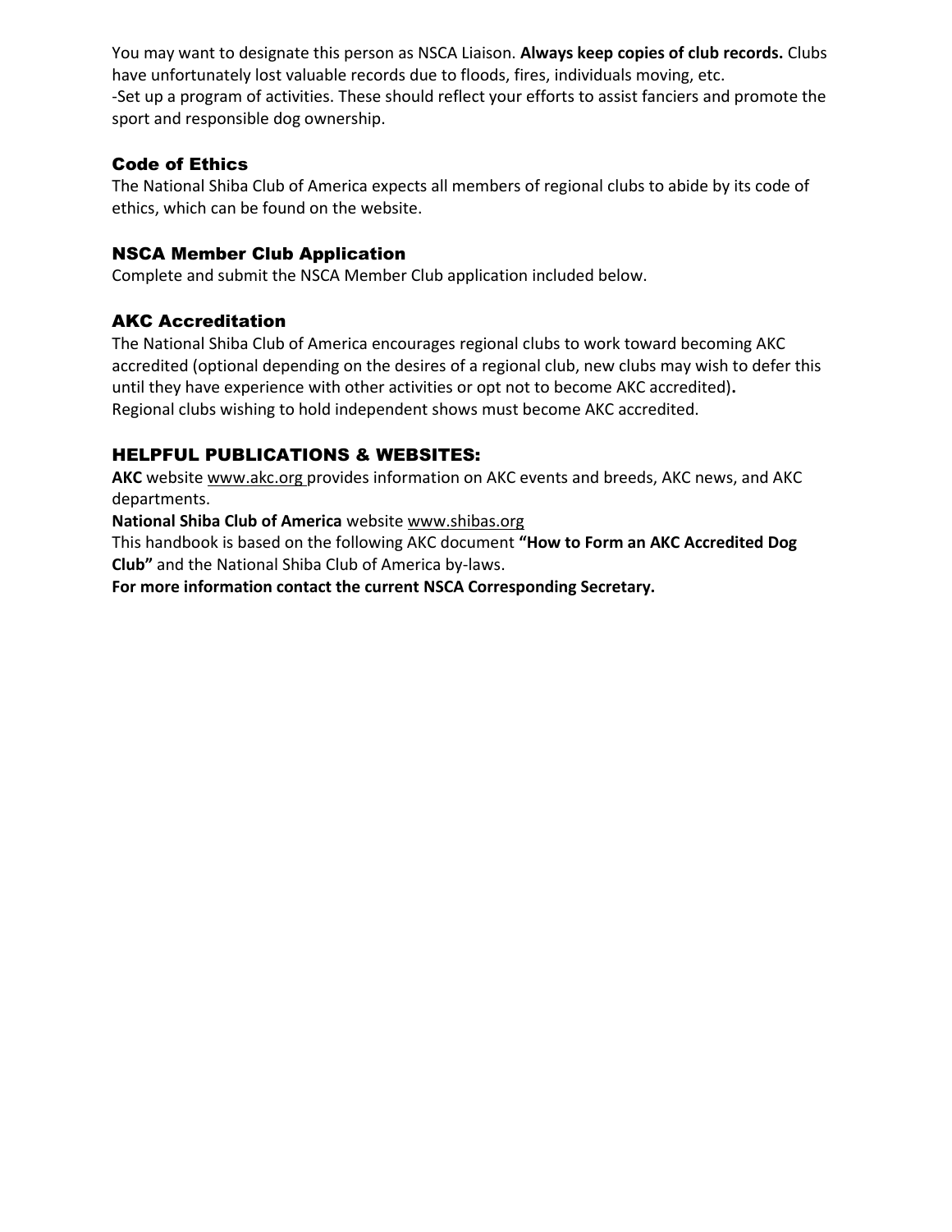You may want to designate this person as NSCA Liaison. **Always keep copies of club records.** Clubs have unfortunately lost valuable records due to floods, fires, individuals moving, etc.
-Set up a program of activities. These should reflect your efforts to assist fanciers and promote the sport and responsible dog ownership.

### Code of Ethics

The National Shiba Club of America expects all members of regional clubs to abide by its code of ethics, which can be found on the website.

### NSCA Member Club Application

Complete and submit the NSCA Member Club application included below.

### AKC Accreditation

The National Shiba Club of America encourages regional clubs to work toward becoming AKC accredited (optional depending on the desires of a regional club, new clubs may wish to defer this until they have experience with other activities or opt not to become AKC accredited).
Regional clubs wishing to hold independent shows must become AKC accredited.

## HELPFUL PUBLICATIONS & WEBSITES:

**AKC** website www.akc.org provides information on AKC events and breeds, AKC news, and AKC departments.
**National Shiba Club of America** website www.shibas.org
This handbook is based on the following AKC document **"How to Form an AKC Accredited Dog Club"** and the National Shiba Club of America by-laws.
**For more information contact the current NSCA Corresponding Secretary.**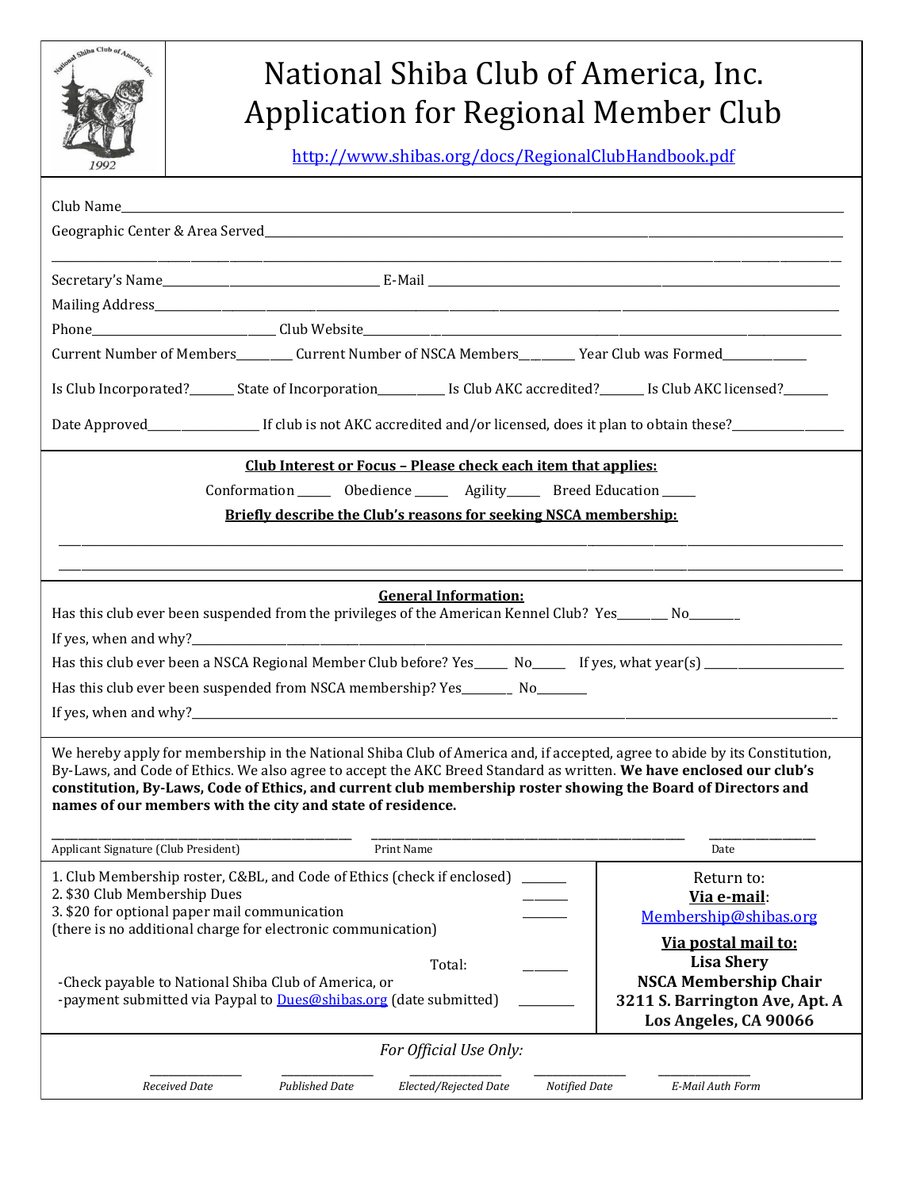# National Shiba Club of America, Inc.
# Application for Regional Member Club

http://www.shibas.org/docs/RegionalClubHandbook.pdf

Club Name\_\_\_\_\_\_\_\_\_\_\_\_\_\_\_\_\_\_\_\_\_\_\_\_\_\_\_\_\_\_\_\_\_\_\_\_\_\_\_\_\_\_\_\_

Geographic Center & Area Served\_\_\_\_\_\_\_\_\_\_\_\_\_\_\_\_\_\_\_\_\_\_\_\_\_\_\_\_\_\_\_\_\_\_\_\_

\_\_\_\_\_\_\_\_\_\_\_\_\_\_\_\_\_\_\_\_\_\_\_\_\_\_\_\_\_\_\_\_\_\_\_\_\_\_\_\_\_\_\_\_\_\_\_\_

Secretary's Name\_\_\_\_\_\_\_\_\_\_\_\_\_\_\_\_\_\_\_\_ E-Mail \_\_\_\_\_\_\_\_\_\_\_\_\_\_\_\_\_\_\_\_\_\_\_\_

Mailing Address\_\_\_\_\_\_\_\_\_\_\_\_\_\_\_\_\_\_\_\_\_\_\_\_\_\_\_\_\_\_\_\_\_\_\_\_\_\_\_\_\_\_\_\_

Phone\_\_\_\_\_\_\_\_\_\_\_\_\_\_\_\_\_\_ Club Website\_\_\_\_\_\_\_\_\_\_\_\_\_\_\_\_\_\_\_\_\_\_\_\_\_\_\_\_\_\_\_\_

Current Number of Members\_\_\_\_\_\_\_\_ Current Number of NSCA Members\_\_\_\_\_\_\_\_ Year Club was Formed\_\_\_\_\_\_\_\_\_\_

Is Club Incorporated?\_\_\_\_\_\_ State of Incorporation\_\_\_\_\_\_\_\_\_ Is Club AKC accredited?\_\_\_\_\_\_ Is Club AKC licensed?\_\_\_\_\_\_

Date Approved\_\_\_\_\_\_\_\_\_\_\_\_\_\_ If club is not AKC accredited and/or licensed, does it plan to obtain these?\_\_\_\_\_\_\_\_\_\_\_\_\_\_

**Club Interest or Focus – Please check each item that applies:**

Conformation \_\_\_\_\_ Obedience \_\_\_\_\_ Agility\_\_\_\_\_ Breed Education \_\_\_\_\_

**Briefly describe the Club's reasons for seeking NSCA membership:**

\_\_\_\_\_\_\_\_\_\_\_\_\_\_\_\_\_\_\_\_\_\_\_\_\_\_\_\_\_\_\_\_\_\_\_\_\_\_\_\_\_\_\_\_\_\_\_\_

\_\_\_\_\_\_\_\_\_\_\_\_\_\_\_\_\_\_\_\_\_\_\_\_\_\_\_\_\_\_\_\_\_\_\_\_\_\_\_\_\_\_\_\_\_\_\_\_

**General Information:**

Has this club ever been suspended from the privileges of the American Kennel Club? Yes\_\_\_\_\_\_\_ No\_\_\_\_\_\_\_

If yes, when and why?\_\_\_\_\_\_\_\_\_\_\_\_\_\_\_\_\_\_\_\_\_\_\_\_\_\_\_\_\_\_\_\_\_\_\_\_\_\_\_\_\_\_\_\_

Has this club ever been a NSCA Regional Member Club before? Yes\_\_\_\_\_ No\_\_\_\_\_ If yes, what year(s) \_\_\_\_\_\_\_\_\_\_\_\_\_\_

Has this club ever been suspended from NSCA membership? Yes\_\_\_\_\_\_\_ No\_\_\_\_\_\_\_

If yes, when and why?\_\_\_\_\_\_\_\_\_\_\_\_\_\_\_\_\_\_\_\_\_\_\_\_\_\_\_\_\_\_\_\_\_\_\_\_\_\_\_\_\_\_\_\_

We hereby apply for membership in the National Shiba Club of America and, if accepted, agree to abide by its Constitution, By-Laws, and Code of Ethics. We also agree to accept the AKC Breed Standard as written. **We have enclosed our club's constitution, By-Laws, Code of Ethics, and current club membership roster showing the Board of Directors and names of our members with the city and state of residence.**

\_\_\_\_\_\_\_\_\_\_\_\_\_\_\_\_\_\_\_\_\_\_\_\_ \_\_\_\_\_\_\_\_\_\_\_\_\_\_\_\_\_\_\_\_\_\_\_\_ \_\_\_\_\_\_\_\_\_\_

Applicant Signature (Club President) Print Name Date

1. Club Membership roster, C&BL, and Code of Ethics (check if enclosed) \_\_\_\_\_\_
2. $30 Club Membership Dues \_\_\_\_\_\_
3. $20 for optional paper mail communication \_\_\_\_\_\_

(there is no additional charge for electronic communication)

Total: \_\_\_\_\_\_

-Check payable to National Shiba Club of America, or
-payment submitted via Paypal to Dues@shibas.org (date submitted) \_\_\_\_\_\_\_\_

Return to:
**Via e-mail**:
Membership@shibas.org

**Via postal mail to:**
**Lisa Shery**
**NSCA Membership Chair**
**3211 S. Barrington Ave, Apt. A**
**Los Angeles, CA 90066**

*For Official Use Only:*

| \_\_\_\_\_\_\_\_ | \_\_\_\_\_\_\_\_ | \_\_\_\_\_\_\_\_ | \_\_\_\_\_\_\_\_ | \_\_\_\_\_\_\_\_ |
|---|---|---|---|---|
| *Received Date* | *Published Date* | *Elected/Rejected Date* | *Notified Date* | *E-Mail Auth Form* |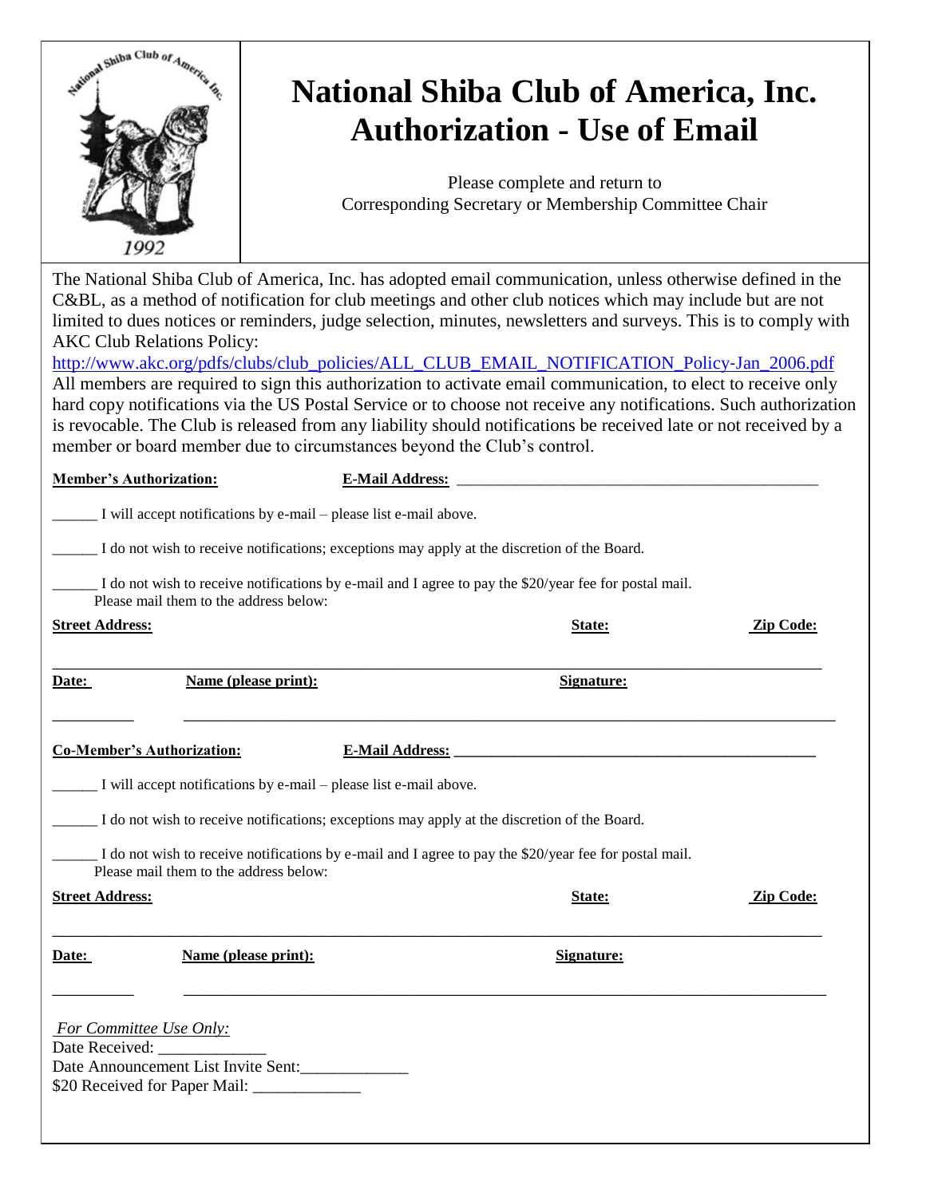# National Shiba Club of America, Inc.
# Authorization - Use of Email

Please complete and return to
Corresponding Secretary or Membership Committee Chair

The National Shiba Club of America, Inc. has adopted email communication, unless otherwise defined in the C&BL, as a method of notification for club meetings and other club notices which may include but are not limited to dues notices or reminders, judge selection, minutes, newsletters and surveys. This is to comply with AKC Club Relations Policy:
http://www.akc.org/pdfs/clubs/club_policies/ALL_CLUB_EMAIL_NOTIFICATION_Policy-Jan_2006.pdf
All members are required to sign this authorization to activate email communication, to elect to receive only hard copy notifications via the US Postal Service or to choose not receive any notifications. Such authorization is revocable. The Club is released from any liability should notifications be received late or not received by a member or board member due to circumstances beyond the Club's control.

**Member's Authorization:** **E-Mail Address:** ______________________________________________

______ I will accept notifications by e-mail – please list e-mail above.

______ I do not wish to receive notifications; exceptions may apply at the discretion of the Board.

______ I do not wish to receive notifications by e-mail and I agree to pay the $20/year fee for postal mail.
Please mail them to the address below:

**Street Address:** **State:** **Zip Code:**

_____________________________________________________________________________________

**Date:** **Name (please print):** **Signature:**

__________ ___________________________________________________________________________

**Co-Member's Authorization:** **E-Mail Address:** ______________________________________________

______ I will accept notifications by e-mail – please list e-mail above.

______ I do not wish to receive notifications; exceptions may apply at the discretion of the Board.

______ I do not wish to receive notifications by e-mail and I agree to pay the $20/year fee for postal mail.
Please mail them to the address below:

**Street Address:** **State:** **Zip Code:**

_____________________________________________________________________________________

**Date:** **Name (please print):** **Signature:**

__________ ___________________________________________________________________________

*For Committee Use Only:*
Date Received: _____________
Date Announcement List Invite Sent:_____________
$20 Received for Paper Mail: _____________